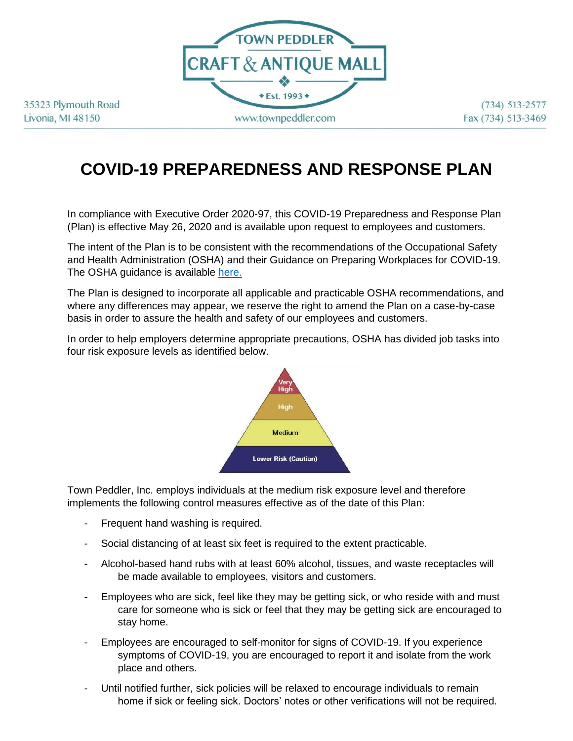TOWN PEDDLER CRAFT & ANTIQUE MALL

Est. 1993

35323 Plymouth Road
Livonia, MI 48150

www.townpeddler.com

(734) 513-2577
Fax (734) 513-3469

# COVID-19 PREPAREDNESS AND RESPONSE PLAN

In compliance with Executive Order 2020-97, this COVID-19 Preparedness and Response Plan (Plan) is effective May 26, 2020 and is available upon request to employees and customers.

The intent of the Plan is to be consistent with the recommendations of the Occupational Safety and Health Administration (OSHA) and their Guidance on Preparing Workplaces for COVID-19. The OSHA guidance is available here.

The Plan is designed to incorporate all applicable and practicable OSHA recommendations, and where any differences may appear, we reserve the right to amend the Plan on a case-by-case basis in order to assure the health and safety of our employees and customers.

In order to help employers determine appropriate precautions, OSHA has divided job tasks into four risk exposure levels as identified below.

- Very High
- High
- Medium
- Lower Risk (Caution)

Town Peddler, Inc. employs individuals at the medium risk exposure level and therefore implements the following control measures effective as of the date of this Plan:

- Frequent hand washing is required.
- Social distancing of at least six feet is required to the extent practicable.
- Alcohol-based hand rubs with at least 60% alcohol, tissues, and waste receptacles will be made available to employees, visitors and customers.
- Employees who are sick, feel like they may be getting sick, or who reside with and must care for someone who is sick or feel that they may be getting sick are encouraged to stay home.
- Employees are encouraged to self-monitor for signs of COVID-19. If you experience symptoms of COVID-19, you are encouraged to report it and isolate from the work place and others.
- Until notified further, sick policies will be relaxed to encourage individuals to remain home if sick or feeling sick. Doctors' notes or other verifications will not be required.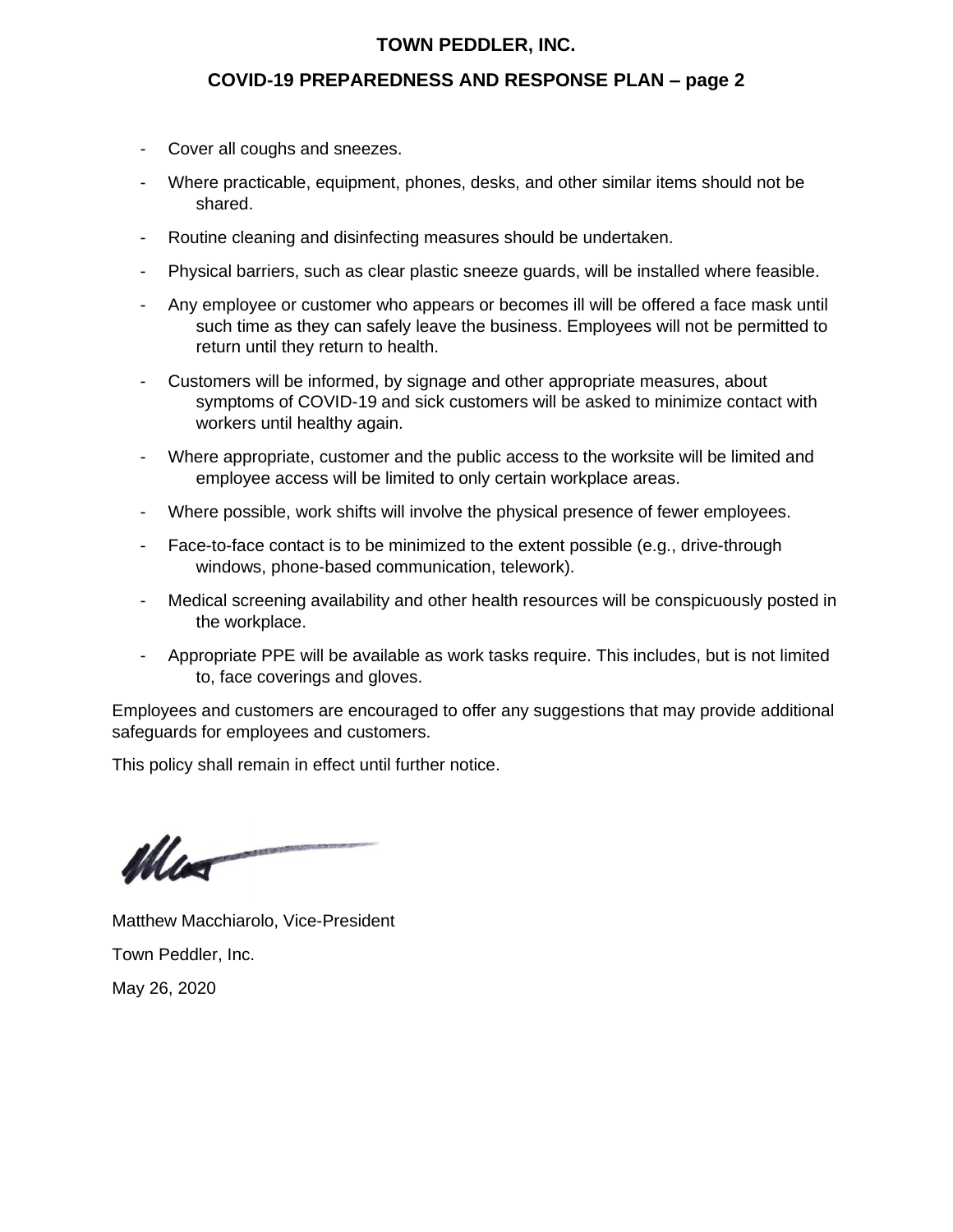- Cover all coughs and sneezes.
- Where practicable, equipment, phones, desks, and other similar items should not be shared.
- Routine cleaning and disinfecting measures should be undertaken.
- Physical barriers, such as clear plastic sneeze guards, will be installed where feasible.
- Any employee or customer who appears or becomes ill will be offered a face mask until such time as they can safely leave the business. Employees will not be permitted to return until they return to health.
- Customers will be informed, by signage and other appropriate measures, about symptoms of COVID-19 and sick customers will be asked to minimize contact with workers until healthy again.
- Where appropriate, customer and the public access to the worksite will be limited and employee access will be limited to only certain workplace areas.
- Where possible, work shifts will involve the physical presence of fewer employees.
- Face-to-face contact is to be minimized to the extent possible (e.g., drive-through windows, phone-based communication, telework).
- Medical screening availability and other health resources will be conspicuously posted in the workplace.
- Appropriate PPE will be available as work tasks require. This includes, but is not limited to, face coverings and gloves.

Employees and customers are encouraged to offer any suggestions that may provide additional safeguards for employees and customers.

This policy shall remain in effect until further notice.

Matthew Macchiarolo, Vice-President

Town Peddler, Inc.

May 26, 2020